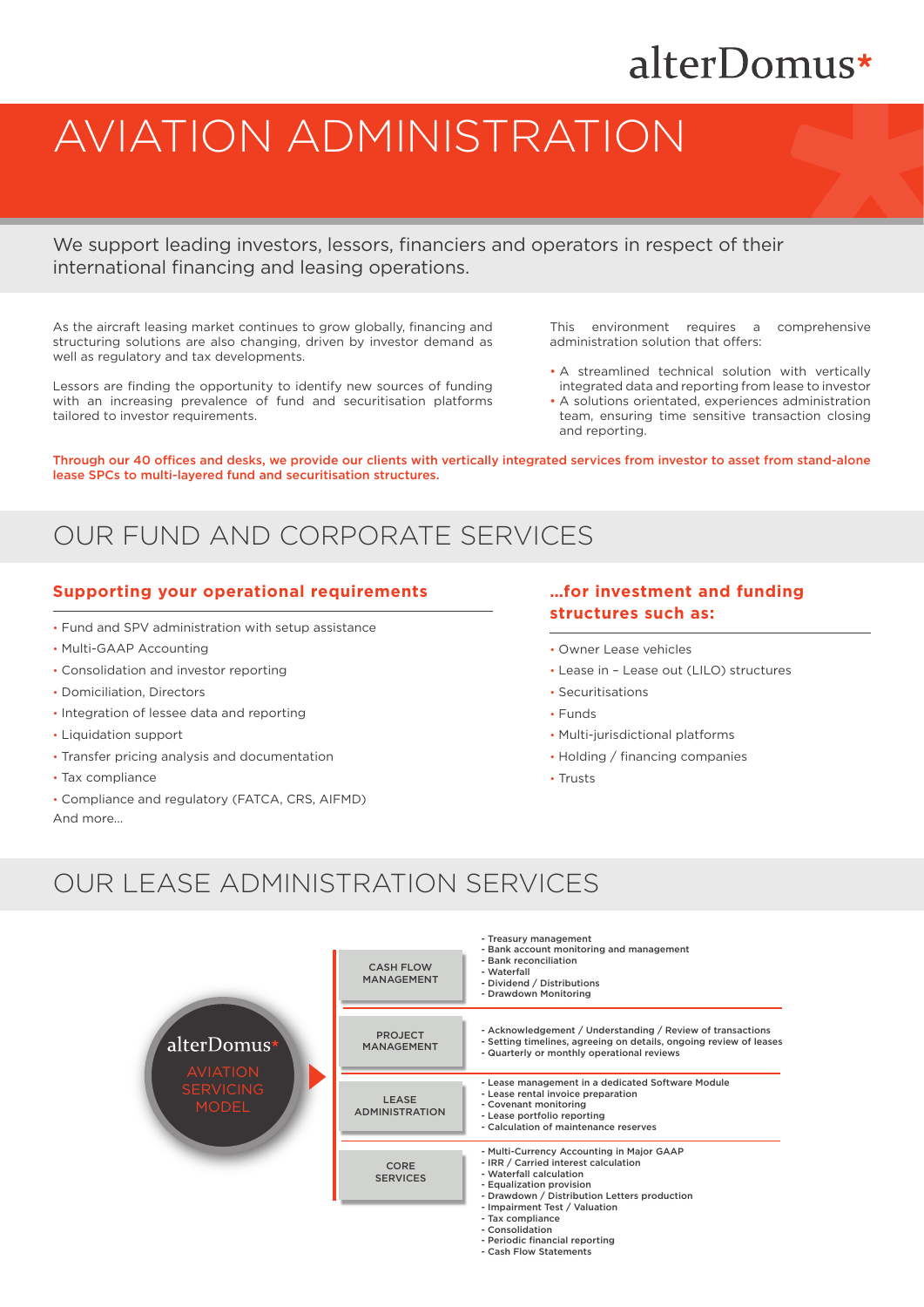alterDomus*

# AVIATION ADMINISTRATION

We support leading investors, lessors, financiers and operators in respect of their international financing and leasing operations.

As the aircraft leasing market continues to grow globally, financing and structuring solutions are also changing, driven by investor demand as well as regulatory and tax developments.

Lessors are finding the opportunity to identify new sources of funding with an increasing prevalence of fund and securitisation platforms tailored to investor requirements.

This environment requires a comprehensive administration solution that offers:

- A streamlined technical solution with vertically integrated data and reporting from lease to investor
- A solutions orientated, experiences administration team, ensuring time sensitive transaction closing and reporting.

**Through our 40 offices and desks, we provide our clients with vertically integrated services from investor to asset from stand-alone lease SPCs to multi-layered fund and securitisation structures.**

## OUR FUND AND CORPORATE SERVICES

### Supporting your operational requirements

- Fund and SPV administration with setup assistance
- Multi-GAAP Accounting
- Consolidation and investor reporting
- Domiciliation, Directors
- Integration of lessee data and reporting
- Liquidation support
- Transfer pricing analysis and documentation
- Tax compliance
- Compliance and regulatory (FATCA, CRS, AIFMD)

And more...

### ...for investment and funding structures such as:

- Owner Lease vehicles
- Lease in – Lease out (LILO) structures
- Securitisations
- Funds
- Multi-jurisdictional platforms
- Holding / financing companies
- Trusts

## OUR LEASE ADMINISTRATION SERVICES

alterDomus* AVIATION SERVICING MODEL

**CASH FLOW MANAGEMENT**
- Treasury management
- Bank account monitoring and management
- Bank reconciliation
- Waterfall
- Dividend / Distributions
- Drawdown Monitoring

**PROJECT MANAGEMENT**
- Acknowledgement / Understanding / Review of transactions
- Setting timelines, agreeing on details, ongoing review of leases
- Quarterly or monthly operational reviews

**LEASE ADMINISTRATION**
- Lease management in a dedicated Software Module
- Lease rental invoice preparation
- Covenant monitoring
- Lease portfolio reporting
- Calculation of maintenance reserves

**CORE SERVICES**
- Multi-Currency Accounting in Major GAAP
- IRR / Carried interest calculation
- Waterfall calculation
- Equalization provision
- Drawdown / Distribution Letters production
- Impairment Test / Valuation
- Tax compliance
- Consolidation
- Periodic financial reporting
- Cash Flow Statements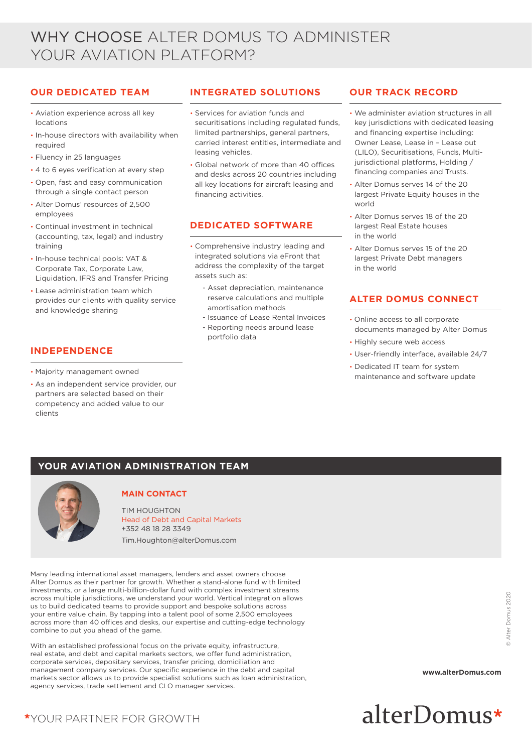# WHY CHOOSE ALTER DOMUS TO ADMINISTER YOUR AVIATION PLATFORM?

## OUR DEDICATED TEAM

- Aviation experience across all key locations
- In-house directors with availability when required
- Fluency in 25 languages
- 4 to 6 eyes verification at every step
- Open, fast and easy communication through a single contact person
- Alter Domus' resources of 2,500 employees
- Continual investment in technical (accounting, tax, legal) and industry training
- In-house technical pools: VAT & Corporate Tax, Corporate Law, Liquidation, IFRS and Transfer Pricing
- Lease administration team which provides our clients with quality service and knowledge sharing

## INDEPENDENCE

- Majority management owned
- As an independent service provider, our partners are selected based on their competency and added value to our clients

## INTEGRATED SOLUTIONS

- Services for aviation funds and securitisations including regulated funds, limited partnerships, general partners, carried interest entities, intermediate and leasing vehicles.
- Global network of more than 40 offices and desks across 20 countries including all key locations for aircraft leasing and financing activities.

## DEDICATED SOFTWARE

- Comprehensive industry leading and integrated solutions via eFront that address the complexity of the target assets such as:
  - Asset depreciation, maintenance reserve calculations and multiple amortisation methods
  - Issuance of Lease Rental Invoices
  - Reporting needs around lease portfolio data

## OUR TRACK RECORD

- We administer aviation structures in all key jurisdictions with dedicated leasing and financing expertise including: Owner Lease, Lease in – Lease out (LILO), Securitisations, Funds, Multi-jurisdictional platforms, Holding / financing companies and Trusts.
- Alter Domus serves 14 of the 20 largest Private Equity houses in the world
- Alter Domus serves 18 of the 20 largest Real Estate houses in the world
- Alter Domus serves 15 of the 20 largest Private Debt managers in the world

## ALTER DOMUS CONNECT

- Online access to all corporate documents managed by Alter Domus
- Highly secure web access
- User-friendly interface, available 24/7
- Dedicated IT team for system maintenance and software update

## YOUR AVIATION ADMINISTRATION TEAM

**MAIN CONTACT**

TIM HOUGHTON
Head of Debt and Capital Markets
+352 48 18 28 3349
Tim.Houghton@alterDomus.com

Many leading international asset managers, lenders and asset owners choose Alter Domus as their partner for growth. Whether a stand-alone fund with limited investments, or a large multi-billion-dollar fund with complex investment streams across multiple jurisdictions, we understand your world. Vertical integration allows us to build dedicated teams to provide support and bespoke solutions across your entire value chain. By tapping into a talent pool of some 2,500 employees across more than 40 offices and desks, our expertise and cutting-edge technology combine to put you ahead of the game.

With an established professional focus on the private equity, infrastructure, real estate, and debt and capital markets sectors, we offer fund administration, corporate services, depositary services, transfer pricing, domiciliation and management company services. Our specific experience in the debt and capital markets sector allows us to provide specialist solutions such as loan administration, agency services, trade settlement and CLO manager services.

© Alter Domus 2020

**www.alterDomus.com**

*YOUR PARTNER FOR GROWTH

alterDomus*